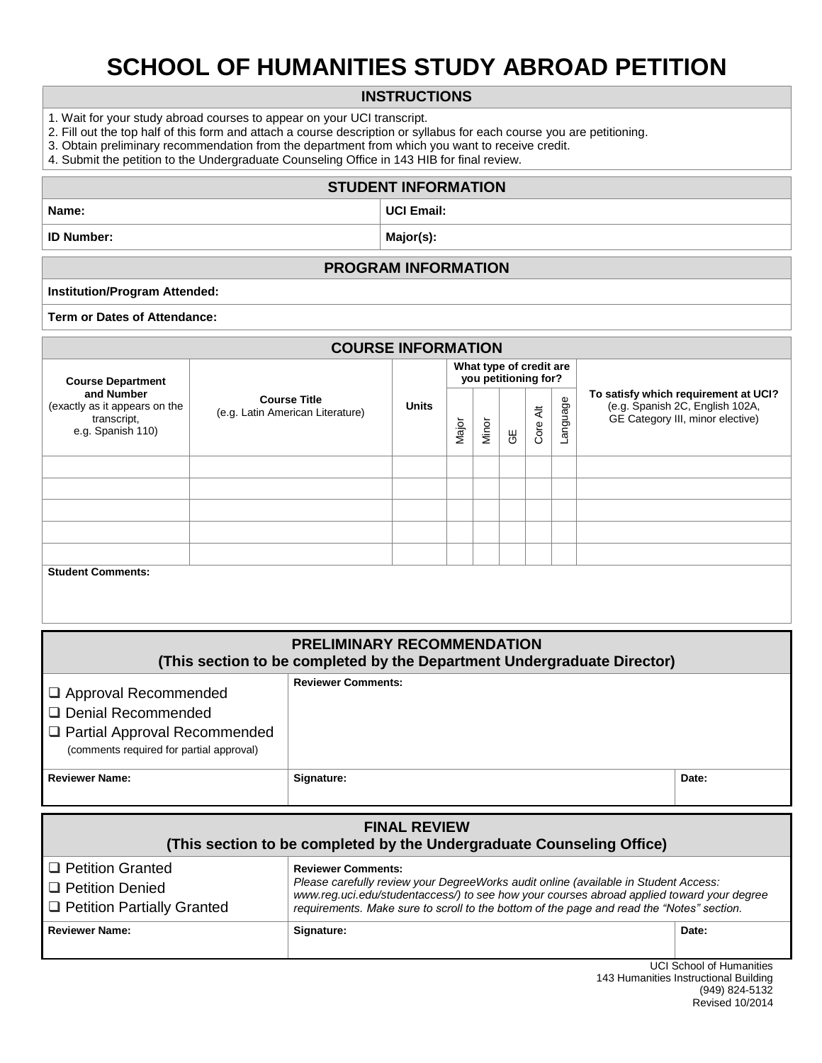# SCHOOL OF HUMANITIES STUDY ABROAD PETITION

## INSTRUCTIONS

1. Wait for your study abroad courses to appear on your UCI transcript.
2. Fill out the top half of this form and attach a course description or syllabus for each course you are petitioning.
3. Obtain preliminary recommendation from the department from which you want to receive credit.
4. Submit the petition to the Undergraduate Counseling Office in 143 HIB for final review.

## STUDENT INFORMATION

| **Name:** | **UCI Email:** |
|---|---|
| **ID Number:** | **Major(s):** |

## PROGRAM INFORMATION

**Institution/Program Attended:**

**Term or Dates of Attendance:**

## COURSE INFORMATION

| **Course Department and Number** (exactly as it appears on the transcript, e.g. Spanish 110) | **Course Title** (e.g. Latin American Literature) | **Units** | **What type of credit are you petitioning for?** | | | | | **To satisfy which requirement at UCI?** (e.g. Spanish 2C, English 102A, GE Category III, minor elective) |
|---|---|---|---|---|---|---|---|---|
| | | | Major | Minor | GE | Core Alt | Language | |
| | | | | | | | | |
| | | | | | | | | |
| | | | | | | | | |
| | | | | | | | | |
| | | | | | | | | |

**Student Comments:**

## PRELIMINARY RECOMMENDATION
### (This section to be completed by the Department Undergraduate Director)

| ❑ Approval Recommended<br>❑ Denial Recommended<br>❑ Partial Approval Recommended<br>(comments required for partial approval) | **Reviewer Comments:** | |
|---|---|---|
| **Reviewer Name:** | **Signature:** | **Date:** |

## FINAL REVIEW
### (This section to be completed by the Undergraduate Counseling Office)

| ❑ Petition Granted<br>❑ Petition Denied<br>❑ Petition Partially Granted | **Reviewer Comments:**<br>*Please carefully review your DegreeWorks audit online (available in Student Access: www.reg.uci.edu/studentaccess/) to see how your courses abroad applied toward your degree requirements. Make sure to scroll to the bottom of the page and read the "Notes" section.* | |
|---|---|---|
| **Reviewer Name:** | **Signature:** | **Date:** |

UCI School of Humanities
143 Humanities Instructional Building
(949) 824-5132
Revised 10/2014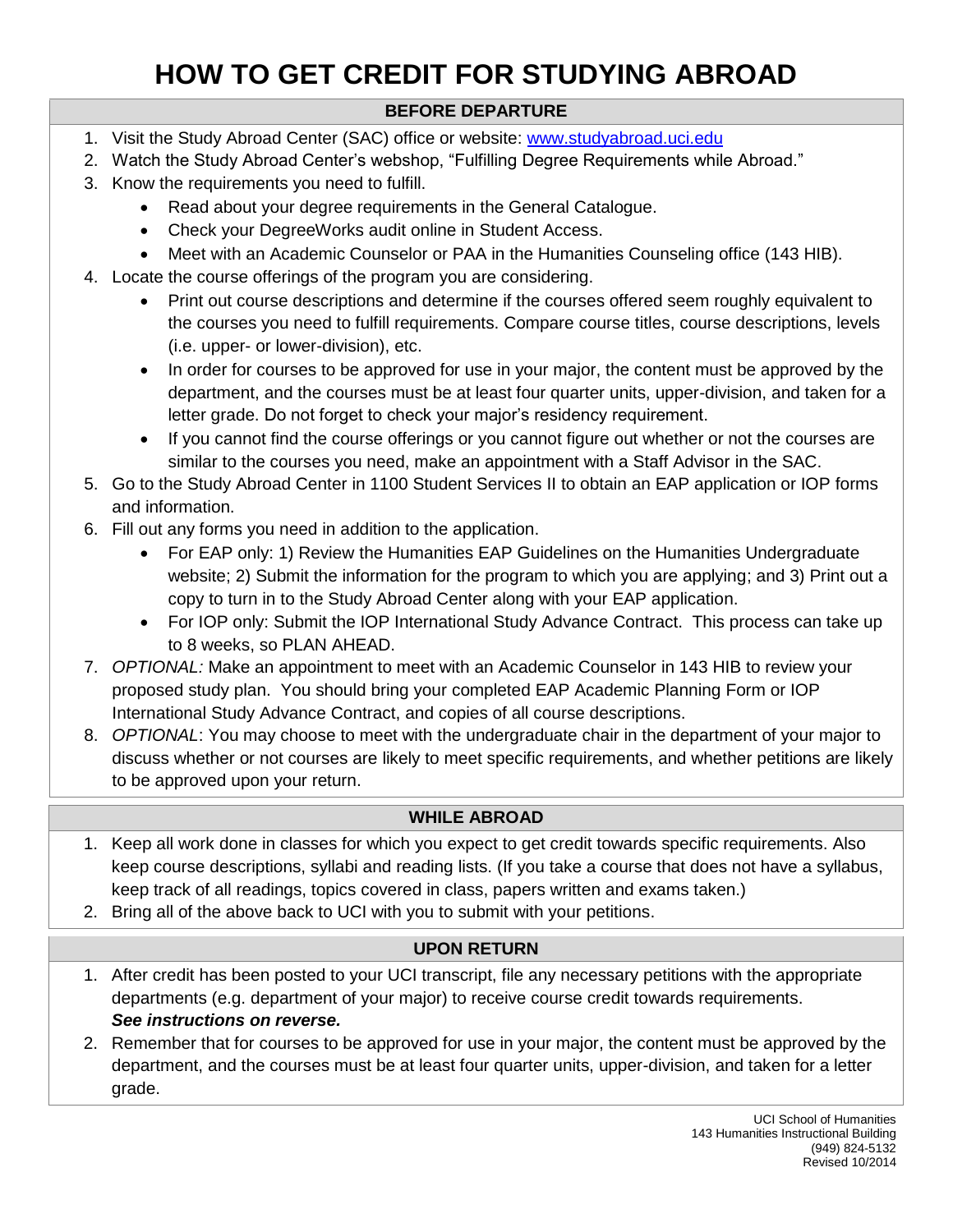# HOW TO GET CREDIT FOR STUDYING ABROAD

## BEFORE DEPARTURE

1. Visit the Study Abroad Center (SAC) office or website: [www.studyabroad.uci.edu](http://www.studyabroad.uci.edu)
2. Watch the Study Abroad Center's webshop, "Fulfilling Degree Requirements while Abroad."
3. Know the requirements you need to fulfill.
   - Read about your degree requirements in the General Catalogue.
   - Check your DegreeWorks audit online in Student Access.
   - Meet with an Academic Counselor or PAA in the Humanities Counseling office (143 HIB).
4. Locate the course offerings of the program you are considering.
   - Print out course descriptions and determine if the courses offered seem roughly equivalent to the courses you need to fulfill requirements. Compare course titles, course descriptions, levels (i.e. upper- or lower-division), etc.
   - In order for courses to be approved for use in your major, the content must be approved by the department, and the courses must be at least four quarter units, upper-division, and taken for a letter grade. Do not forget to check your major's residency requirement.
   - If you cannot find the course offerings or you cannot figure out whether or not the courses are similar to the courses you need, make an appointment with a Staff Advisor in the SAC.
5. Go to the Study Abroad Center in 1100 Student Services II to obtain an EAP application or IOP forms and information.
6. Fill out any forms you need in addition to the application.
   - For EAP only: 1) Review the Humanities EAP Guidelines on the Humanities Undergraduate website; 2) Submit the information for the program to which you are applying; and 3) Print out a copy to turn in to the Study Abroad Center along with your EAP application.
   - For IOP only: Submit the IOP International Study Advance Contract. This process can take up to 8 weeks, so PLAN AHEAD.
7. *OPTIONAL:* Make an appointment to meet with an Academic Counselor in 143 HIB to review your proposed study plan. You should bring your completed EAP Academic Planning Form or IOP International Study Advance Contract, and copies of all course descriptions.
8. *OPTIONAL*: You may choose to meet with the undergraduate chair in the department of your major to discuss whether or not courses are likely to meet specific requirements, and whether petitions are likely to be approved upon your return.

## WHILE ABROAD

1. Keep all work done in classes for which you expect to get credit towards specific requirements. Also keep course descriptions, syllabi and reading lists. (If you take a course that does not have a syllabus, keep track of all readings, topics covered in class, papers written and exams taken.)
2. Bring all of the above back to UCI with you to submit with your petitions.

## UPON RETURN

1. After credit has been posted to your UCI transcript, file any necessary petitions with the appropriate departments (e.g. department of your major) to receive course credit towards requirements.
   ***See instructions on reverse.***
2. Remember that for courses to be approved for use in your major, the content must be approved by the department, and the courses must be at least four quarter units, upper-division, and taken for a letter grade.

UCI School of Humanities
143 Humanities Instructional Building
(949) 824-5132
Revised 10/2014